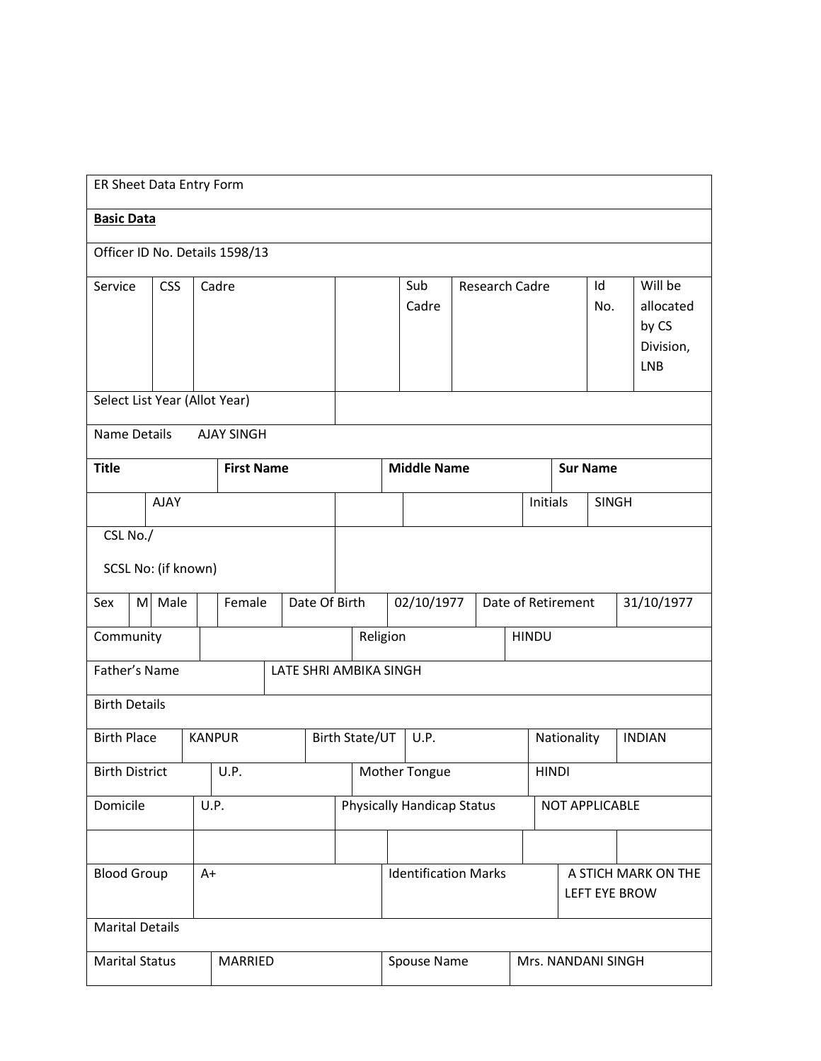| ER Sheet Data Entry Form | | | | | | | | |
|---|---|---|---|---|---|---|---|---|
| **Basic Data** | | | | | | | | |
| Officer ID No. Details 1598/13 | | | | | | | | |
| Service | CSS | Cadre | | Sub Cadre | Research Cadre | Id No. | Will be allocated by CS Division, LNB | |
| Select List Year (Allot Year) | | | | | | | | |
| Name Details AJAY SINGH | | | | | | | | |
| **Title** | **First Name** | | **Middle Name** | | | **Sur Name** | | |
| | AJAY | | | | Initials | SINGH | | |
| CSL No./ SCSL No: (if known) | | | | | | | | |

| Sex | M | Male | | Female | Date Of Birth | 02/10/1977 | Date of Retirement | 31/10/1977 |
|---|---|---|---|---|---|---|---|---|

| Community | | Religion | HINDU |
|---|---|---|---|
| Father's Name | LATE SHRI AMBIKA SINGH | | |
| Birth Details | | | |

| Birth Place | KANPUR | Birth State/UT | U.P. | Nationality | INDIAN |
|---|---|---|---|---|---|
| Birth District | U.P. | Mother Tongue | | HINDI | |
| Domicile | U.P. | Physically Handicap Status | | NOT APPLICABLE | |
| | | | | | |
| Blood Group | A+ | Identification Marks | | A STICH MARK ON THE LEFT EYE BROW | |
| Marital Details | | | | | |
| Marital Status | MARRIED | Spouse Name | | Mrs. NANDANI SINGH | |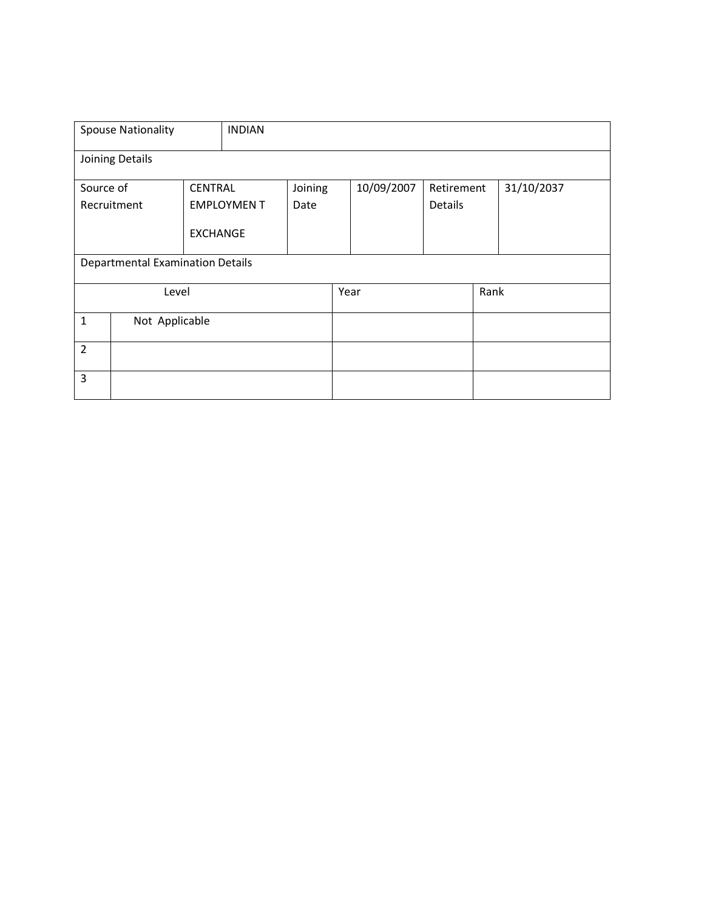| Spouse Nationality | INDIAN | | | | |
|---|---|---|---|---|---|
| Joining Details | | | | | |
| Source of Recruitment | CENTRAL EMPLOYMEN T EXCHANGE | Joining Date | 10/09/2007 | Retirement Details | 31/10/2037 |

Departmental Examination Details

| | Level | Year | Rank |
|---|---|---|---|
| 1 | Not Applicable | | |
| 2 | | | |
| 3 | | | |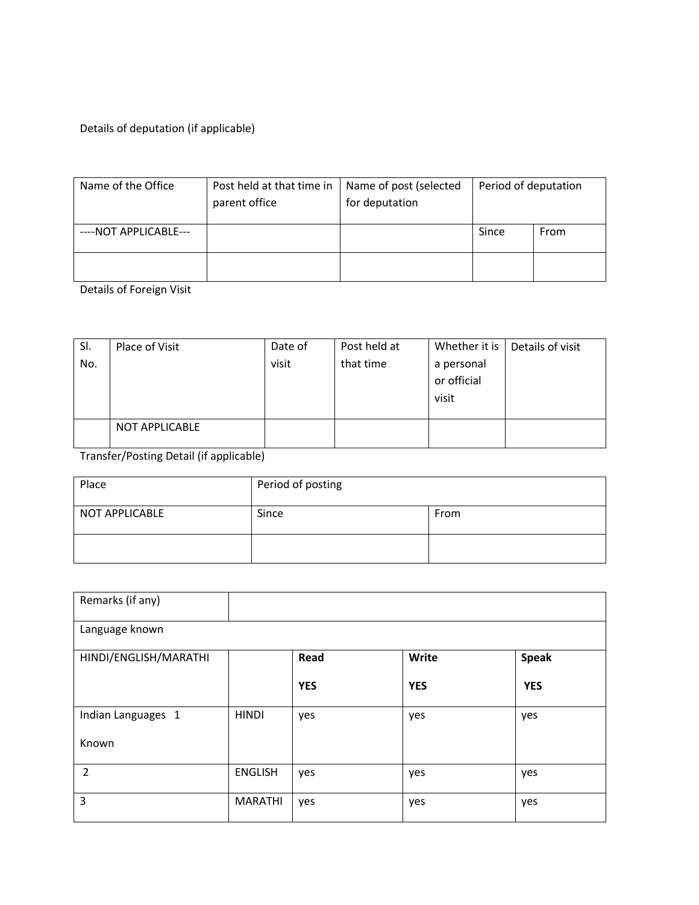Details of deputation (if applicable)

| Name of the Office | Post held at that time in parent office | Name of post (selected for deputation | Period of deputation | |
|---|---|---|---|---|
| ----NOT APPLICABLE--- | | | Since | From |
| | | | | |

Details of Foreign Visit

| Sl. No. | Place of Visit | Date of visit | Post held at that time | Whether it is a personal or official visit | Details of visit |
|---|---|---|---|---|---|
| | NOT APPLICABLE | | | | |

Transfer/Posting Detail (if applicable)

| Place | Period of posting | |
|---|---|---|
| NOT APPLICABLE | Since | From |
| | | |

| Remarks (if any) | | | | |
|---|---|---|---|---|
| Language known | | | | |
| HINDI/ENGLISH/MARATHI | | **Read**<br>**YES** | **Write**<br>**YES** | **Speak**<br>**YES** |
| Indian Languages 1<br>Known | HINDI | yes | yes | yes |
| 2 | ENGLISH | yes | yes | yes |
| 3 | MARATHI | yes | yes | yes |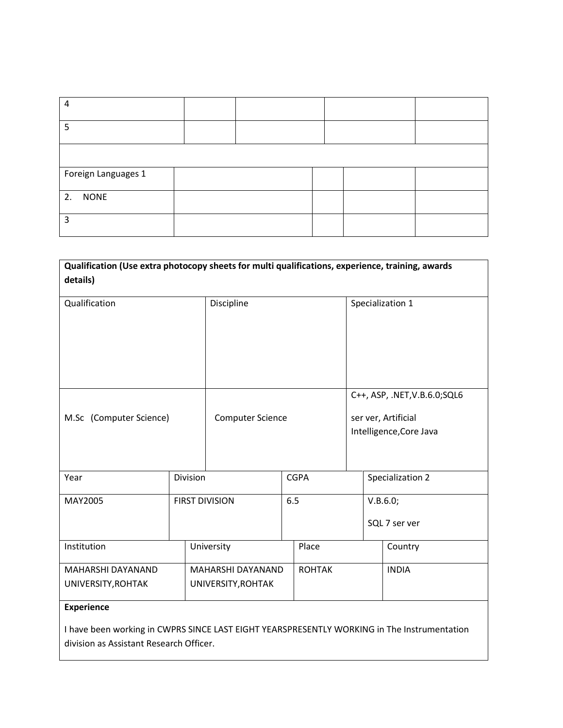| 4 | | | | |
|---|---|---|---|---|
| 5 | | | | |
| | | | | |

| Foreign Languages 1 | | | | |
|---|---|---|---|---|
| 2. NONE | | | | |
| 3 | | | | |

**Qualification (Use extra photocopy sheets for multi qualifications, experience, training, awards details)**

| Qualification | Discipline | Specialization 1 |
|---|---|---|
| M.Sc (Computer Science) | Computer Science | C++, ASP, .NET,V.B.6.0;SQL6 ser ver, Artificial Intelligence,Core Java |

| Year | Division | CGPA | Specialization 2 |
|---|---|---|---|
| MAY2005 | FIRST DIVISION | 6.5 | V.B.6.0; SQL 7 ser ver |

| Institution | University | Place | Country |
|---|---|---|---|
| MAHARSHI DAYANAND UNIVERSITY,ROHTAK | MAHARSHI DAYANAND UNIVERSITY,ROHTAK | ROHTAK | INDIA |

**Experience**

I have been working in CWPRS SINCE LAST EIGHT YEARSPRESENTLY WORKING in The Instrumentation division as Assistant Research Officer.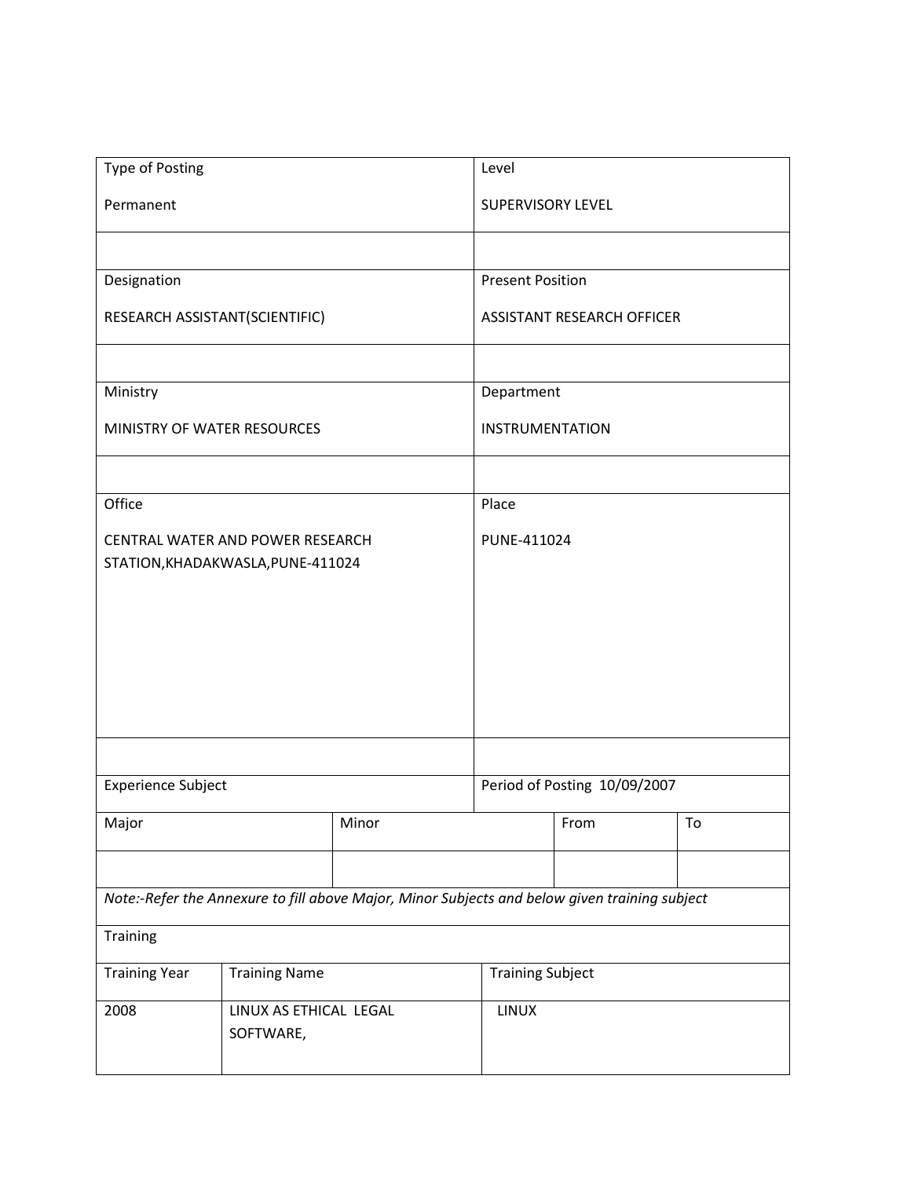| Type of Posting | Level |
|---|---|
| Permanent | SUPERVISORY LEVEL |
| | |
| Designation | Present Position |
| RESEARCH ASSISTANT(SCIENTIFIC) | ASSISTANT RESEARCH OFFICER |
| | |
| Ministry | Department |
| MINISTRY OF WATER RESOURCES | INSTRUMENTATION |
| | |
| Office | Place |
| CENTRAL WATER AND POWER RESEARCH STATION,KHADAKWASLA,PUNE-411024 | PUNE-411024 |
| | |

| Experience Subject | | Period of Posting 10/09/2007 | |
|---|---|---|---|
| Major | Minor | From | To |
| | | | |

*Note:-Refer the Annexure to fill above Major, Minor Subjects and below given training subject*

| Training | | |
|---|---|---|
| Training Year | Training Name | Training Subject |
| 2008 | LINUX AS ETHICAL LEGAL SOFTWARE, | LINUX |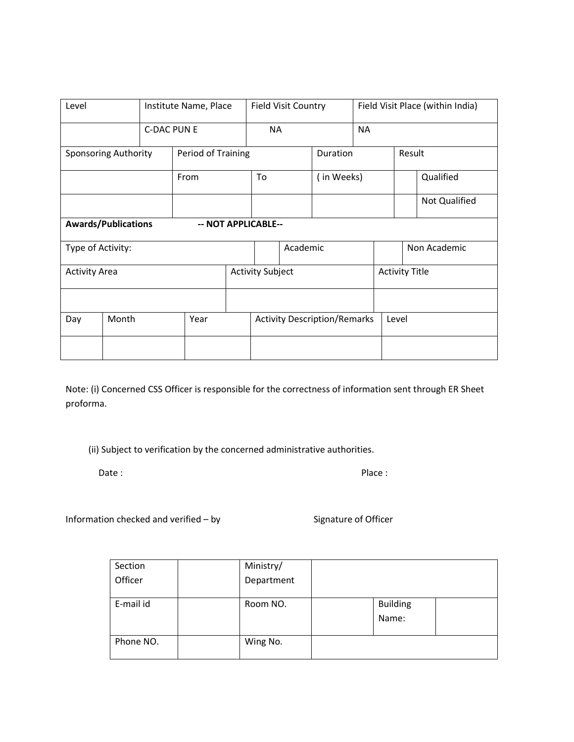| | | | |
|---|---|---|---|
| Level | Institute Name, Place | Field Visit Country | Field Visit Place (within India) |
| | C-DAC PUN E | NA | NA |

| | | | | | |
|---|---|---|---|---|---|
| Sponsoring Authority | Period of Training | | Duration | Result | |
| | From | To | ( in Weeks) | | Qualified |
| | | | | | Not Qualified |

**Awards/Publications** **-- NOT APPLICABLE--**

| | | | | |
|---|---|---|---|---|
| Type of Activity: | | Academic | | Non Academic |

| | | |
|---|---|---|
| Activity Area | Activity Subject | Activity Title |
| | | |

| | | | | |
|---|---|---|---|---|
| Day | Month | Year | Activity Description/Remarks | Level |
| | | | | |

Note: (i) Concerned CSS Officer is responsible for the correctness of information sent through ER Sheet proforma.

(ii) Subject to verification by the concerned administrative authorities.

Date : Place :

Information checked and verified – by Signature of Officer

| | | | | | |
|---|---|---|---|---|---|
| Section Officer | | Ministry/ Department | | | |
| E-mail id | | Room NO. | | Building Name: | |
| Phone NO. | | Wing No. | | | |